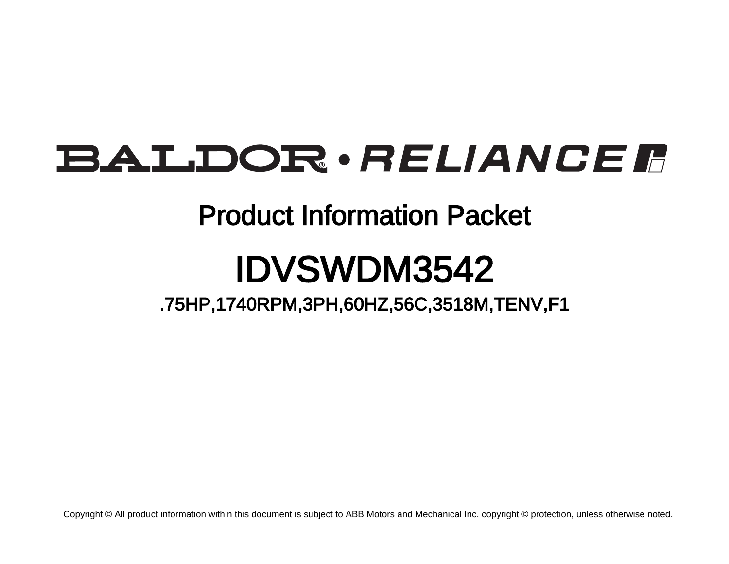BALDOR • RELIANCE

# Product Information Packet

# IDVSWDM3542

## .75HP,1740RPM,3PH,60HZ,56C,3518M,TENV,F1

Copyright © All product information within this document is subject to ABB Motors and Mechanical Inc. copyright © protection, unless otherwise noted.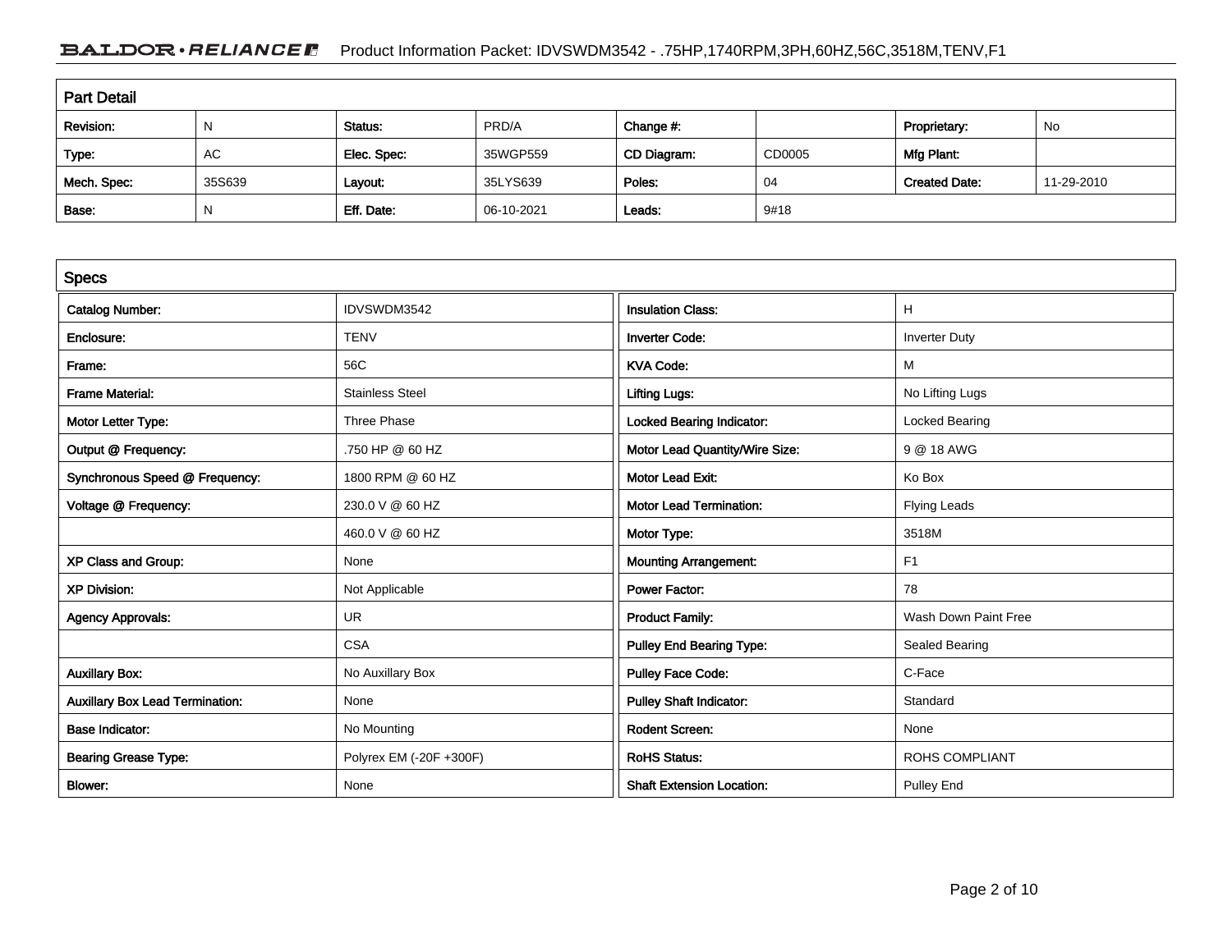## Part Detail

| Revision: | N | Status: | PRD/A | Change #: | | Proprietary: | No |
|---|---|---|---|---|---|---|---|
| Type: | AC | Elec. Spec: | 35WGP559 | CD Diagram: | CD0005 | Mfg Plant: | |
| Mech. Spec: | 35S639 | Layout: | 35LYS639 | Poles: | 04 | Created Date: | 11-29-2010 |
| Base: | N | Eff. Date: | 06-10-2021 | Leads: | 9#18 | | |

## Specs

| Catalog Number: | IDVSWDM3542 | Insulation Class: | H |
|---|---|---|---|
| Enclosure: | TENV | Inverter Code: | Inverter Duty |
| Frame: | 56C | KVA Code: | M |
| Frame Material: | Stainless Steel | Lifting Lugs: | No Lifting Lugs |
| Motor Letter Type: | Three Phase | Locked Bearing Indicator: | Locked Bearing |
| Output @ Frequency: | .750 HP @ 60 HZ | Motor Lead Quantity/Wire Size: | 9 @ 18 AWG |
| Synchronous Speed @ Frequency: | 1800 RPM @ 60 HZ | Motor Lead Exit: | Ko Box |
| Voltage @ Frequency: | 230.0 V @ 60 HZ | Motor Lead Termination: | Flying Leads |
| | 460.0 V @ 60 HZ | Motor Type: | 3518M |
| XP Class and Group: | None | Mounting Arrangement: | F1 |
| XP Division: | Not Applicable | Power Factor: | 78 |
| Agency Approvals: | UR | Product Family: | Wash Down Paint Free |
| | CSA | Pulley End Bearing Type: | Sealed Bearing |
| Auxillary Box: | No Auxillary Box | Pulley Face Code: | C-Face |
| Auxillary Box Lead Termination: | None | Pulley Shaft Indicator: | Standard |
| Base Indicator: | No Mounting | Rodent Screen: | None |
| Bearing Grease Type: | Polyrex EM (-20F +300F) | RoHS Status: | ROHS COMPLIANT |
| Blower: | None | Shaft Extension Location: | Pulley End |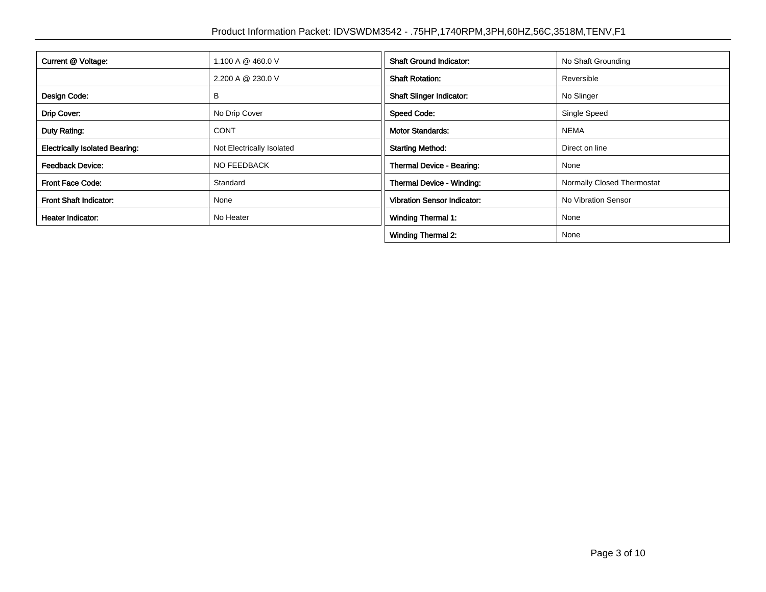| Current @ Voltage: | 1.100 A @ 460.0 V |
|---|---|
| | 2.200 A @ 230.0 V |
| Design Code: | B |
| Drip Cover: | No Drip Cover |
| Duty Rating: | CONT |
| Electrically Isolated Bearing: | Not Electrically Isolated |
| Feedback Device: | NO FEEDBACK |
| Front Face Code: | Standard |
| Front Shaft Indicator: | None |
| Heater Indicator: | No Heater |

| Shaft Ground Indicator: | No Shaft Grounding |
|---|---|
| Shaft Rotation: | Reversible |
| Shaft Slinger Indicator: | No Slinger |
| Speed Code: | Single Speed |
| Motor Standards: | NEMA |
| Starting Method: | Direct on line |
| Thermal Device - Bearing: | None |
| Thermal Device - Winding: | Normally Closed Thermostat |
| Vibration Sensor Indicator: | No Vibration Sensor |
| Winding Thermal 1: | None |
| Winding Thermal 2: | None |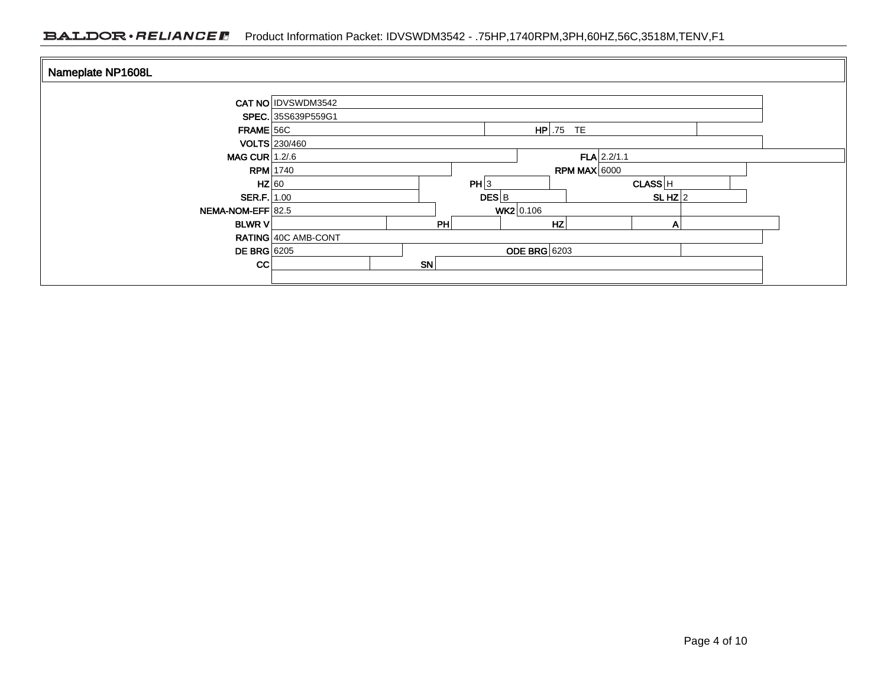## Nameplate NP1608L

| Field | Value | Field | Value | Field | Value | Field | Value |
|---|---|---|---|---|---|---|---|
| CAT NO | IDVSWDM3542 | | | | | | |
| SPEC. | 35S639P559G1 | | | | | | |
| FRAME | 56C | HP | .75 TE | | | | |
| VOLTS | 230/460 | | | | | | |
| MAG CUR | 1.2/.6 | FLA | 2.2/1.1 | | | | |
| RPM | 1740 | RPM MAX | 6000 | | | | |
| HZ | 60 | PH | 3 | CLASS | H | | |
| SER.F. | 1.00 | DES | B | SL HZ | 2 | | |
| NEMA-NOM-EFF | 82.5 | WK2 | 0.106 | | | | |
| BLWR V | | PH | | HZ | | A | |
| RATING | 40C AMB-CONT | | | | | | |
| DE BRG | 6205 | ODE BRG | 6203 | | | | |
| CC | | SN | | | | | |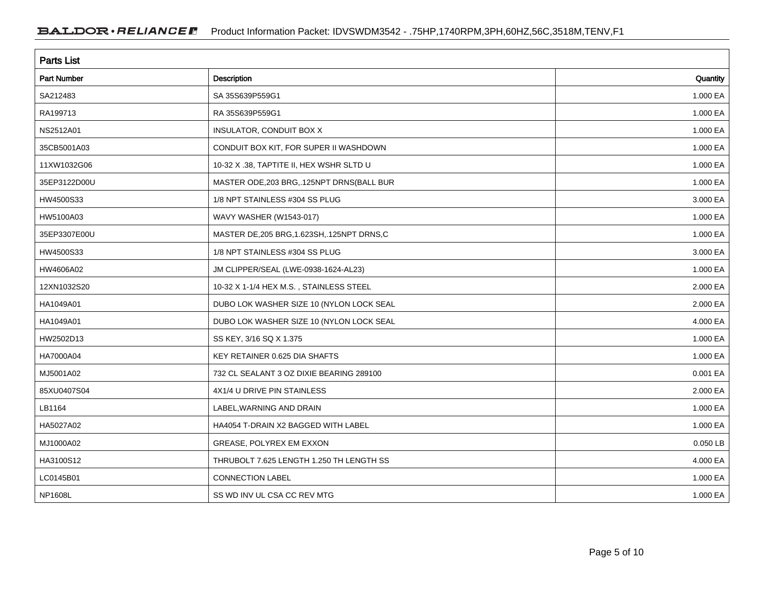## Parts List

| Part Number | Description | Quantity |
|---|---|---|
| SA212483 | SA 35S639P559G1 | 1.000 EA |
| RA199713 | RA 35S639P559G1 | 1.000 EA |
| NS2512A01 | INSULATOR, CONDUIT BOX X | 1.000 EA |
| 35CB5001A03 | CONDUIT BOX KIT, FOR SUPER II WASHDOWN | 1.000 EA |
| 11XW1032G06 | 10-32 X .38, TAPTITE II, HEX WSHR SLTD U | 1.000 EA |
| 35EP3122D00U | MASTER ODE,203 BRG,.125NPT DRNS(BALL BUR | 1.000 EA |
| HW4500S33 | 1/8 NPT STAINLESS #304 SS PLUG | 3.000 EA |
| HW5100A03 | WAVY WASHER (W1543-017) | 1.000 EA |
| 35EP3307E00U | MASTER DE,205 BRG,1.623SH,.125NPT DRNS,C | 1.000 EA |
| HW4500S33 | 1/8 NPT STAINLESS #304 SS PLUG | 3.000 EA |
| HW4606A02 | JM CLIPPER/SEAL (LWE-0938-1624-AL23) | 1.000 EA |
| 12XN1032S20 | 10-32 X 1-1/4 HEX M.S. , STAINLESS STEEL | 2.000 EA |
| HA1049A01 | DUBO LOK WASHER SIZE 10 (NYLON LOCK SEAL | 2.000 EA |
| HA1049A01 | DUBO LOK WASHER SIZE 10 (NYLON LOCK SEAL | 4.000 EA |
| HW2502D13 | SS KEY, 3/16 SQ X 1.375 | 1.000 EA |
| HA7000A04 | KEY RETAINER 0.625 DIA SHAFTS | 1.000 EA |
| MJ5001A02 | 732 CL SEALANT 3 OZ DIXIE BEARING 289100 | 0.001 EA |
| 85XU0407S04 | 4X1/4 U DRIVE PIN STAINLESS | 2.000 EA |
| LB1164 | LABEL,WARNING AND DRAIN | 1.000 EA |
| HA5027A02 | HA4054 T-DRAIN X2 BAGGED WITH LABEL | 1.000 EA |
| MJ1000A02 | GREASE, POLYREX EM EXXON | 0.050 LB |
| HA3100S12 | THRUBOLT 7.625 LENGTH 1.250 TH LENGTH SS | 4.000 EA |
| LC0145B01 | CONNECTION LABEL | 1.000 EA |
| NP1608L | SS WD INV UL CSA CC REV MTG | 1.000 EA |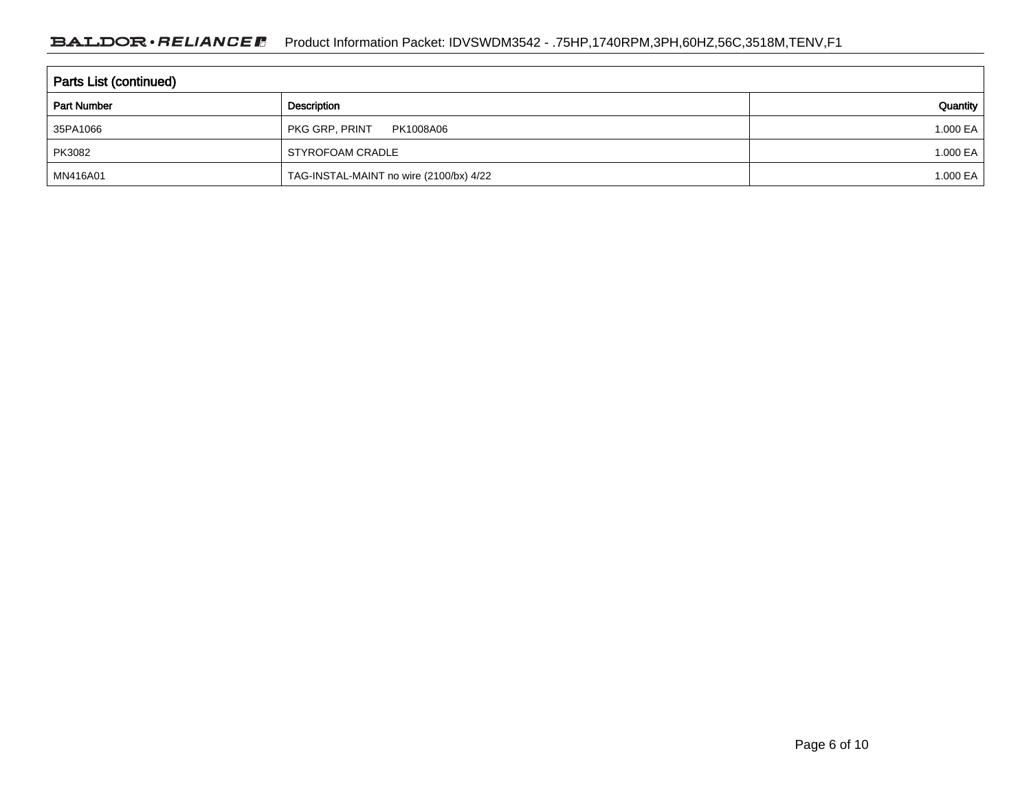| Parts List (continued) | | |
|---|---|---|
| Part Number | Description | Quantity |
| 35PA1066 | PKG GRP, PRINT PK1008A06 | 1.000 EA |
| PK3082 | STYROFOAM CRADLE | 1.000 EA |
| MN416A01 | TAG-INSTAL-MAINT no wire (2100/bx) 4/22 | 1.000 EA |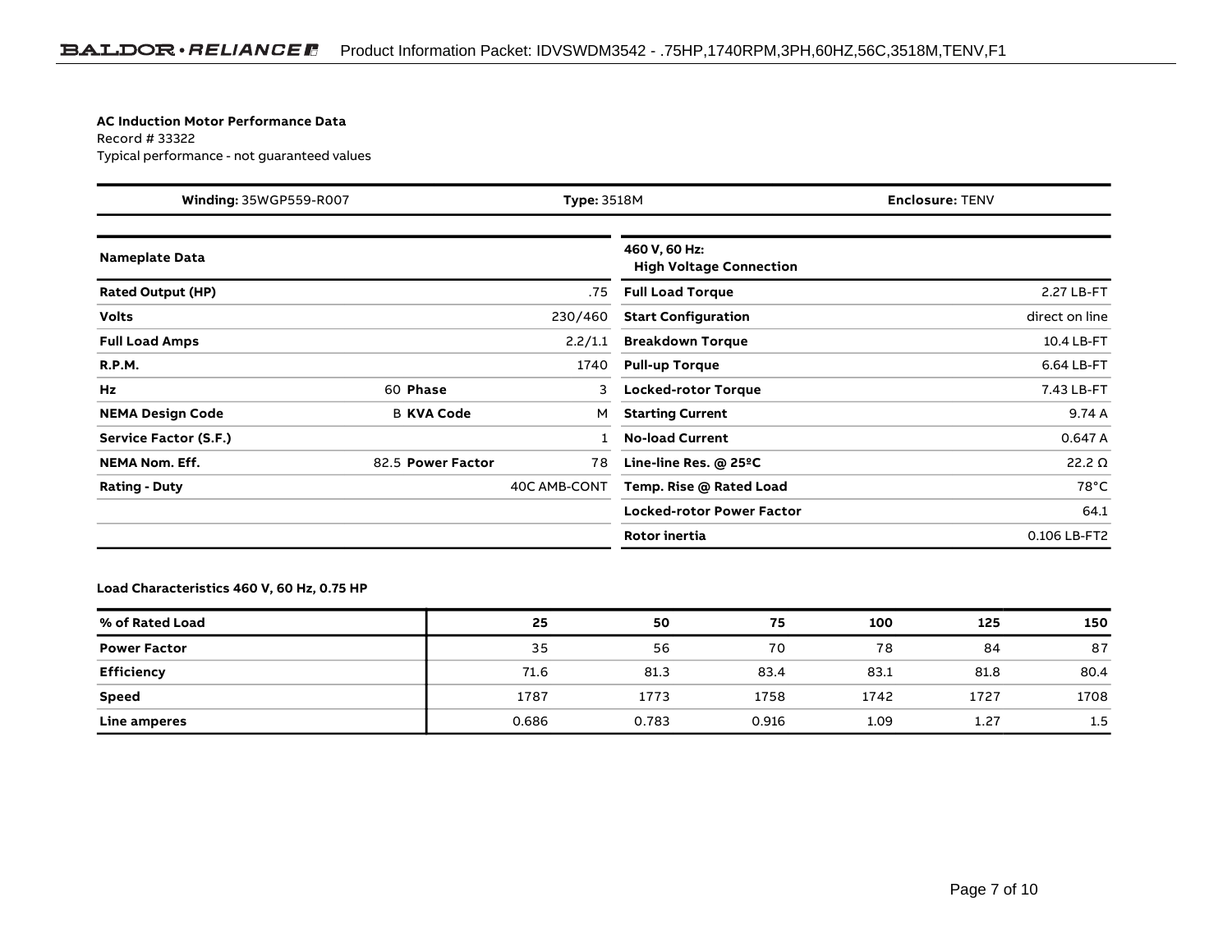**AC Induction Motor Performance Data**
Record # 33322
Typical performance - not guaranteed values

| **Winding:** 35WGP559-R007 | **Type:** 3518M | **Enclosure:** TENV |
|---|---|---|

| **Nameplate Data** | | | |
|---|---|---|---|
| **Rated Output (HP)** | | | .75 |
| **Volts** | | | 230/460 |
| **Full Load Amps** | | | 2.2/1.1 |
| **R.P.M.** | | | 1740 |
| **Hz** | 60 | **Phase** | 3 |
| **NEMA Design Code** | B | **KVA Code** | M |
| **Service Factor (S.F.)** | | | 1 |
| **NEMA Nom. Eff.** | 82.5 | **Power Factor** | 78 |
| **Rating - Duty** | | | 40C AMB-CONT |

| **460 V, 60 Hz: High Voltage Connection** | |
|---|---|
| **Full Load Torque** | 2.27 LB-FT |
| **Start Configuration** | direct on line |
| **Breakdown Torque** | 10.4 LB-FT |
| **Pull-up Torque** | 6.64 LB-FT |
| **Locked-rotor Torque** | 7.43 LB-FT |
| **Starting Current** | 9.74 A |
| **No-load Current** | 0.647 A |
| **Line-line Res. @ 25ºC** | 22.2 Ω |
| **Temp. Rise @ Rated Load** | 78°C |
| **Locked-rotor Power Factor** | 64.1 |
| **Rotor inertia** | 0.106 LB-FT2 |

**Load Characteristics 460 V, 60 Hz, 0.75 HP**

| % of Rated Load | 25 | 50 | 75 | 100 | 125 | 150 |
|---|---|---|---|---|---|---|
| **Power Factor** | 35 | 56 | 70 | 78 | 84 | 87 |
| **Efficiency** | 71.6 | 81.3 | 83.4 | 83.1 | 81.8 | 80.4 |
| **Speed** | 1787 | 1773 | 1758 | 1742 | 1727 | 1708 |
| **Line amperes** | 0.686 | 0.783 | 0.916 | 1.09 | 1.27 | 1.5 |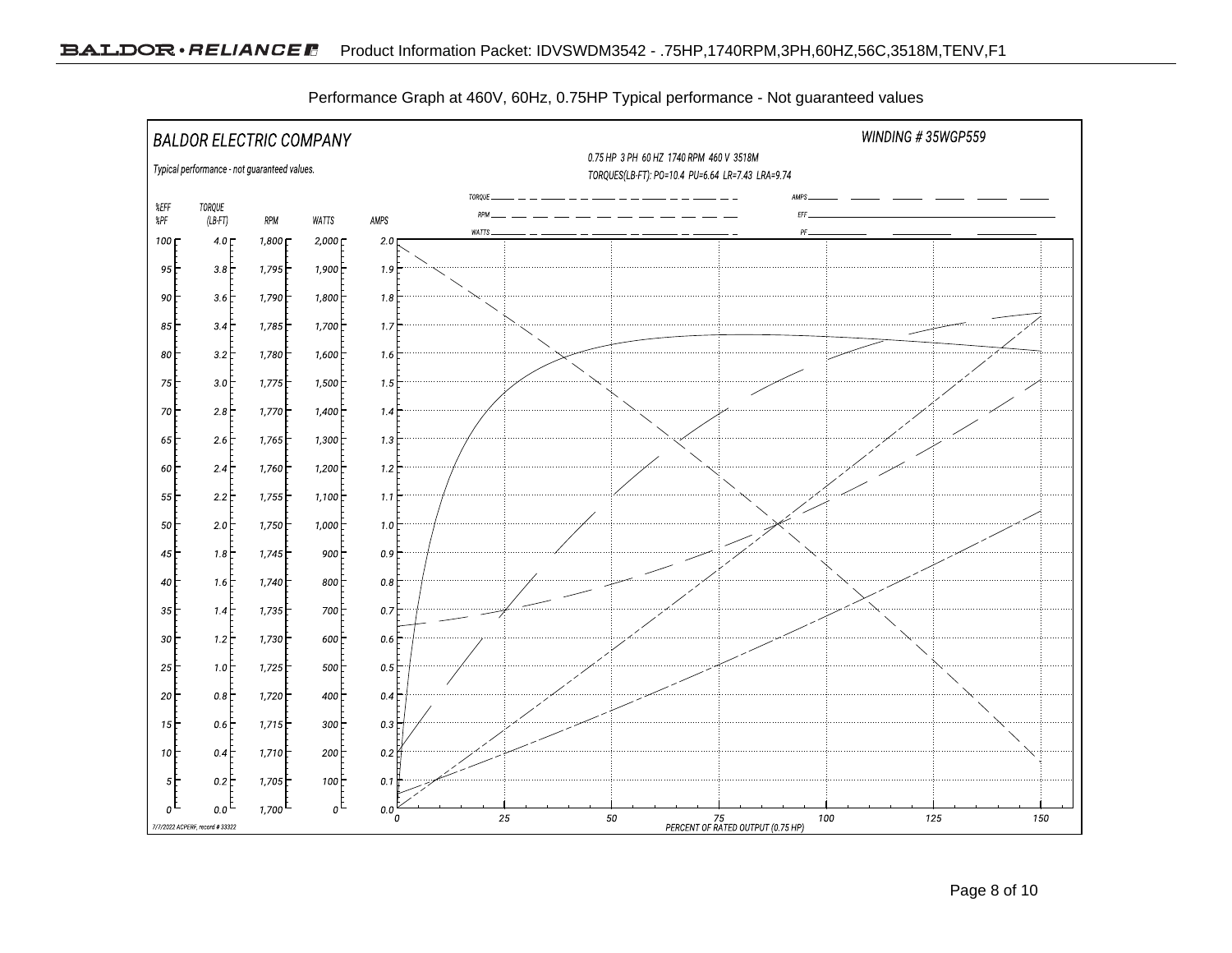Performance Graph at 460V, 60Hz, 0.75HP Typical performance - Not guaranteed values

BALDOR ELECTRIC COMPANY

WINDING # 35WGP559

0.75 HP 3 PH 60 HZ 1740 RPM 460 V 3518M

TORQUES(LB-FT): PO=10.4 PU=6.64 LR=7.43 LRA=9.74

Typical performance - not guaranteed values.

TORQUE, RPM, WATTS, AMPS, EFF, PF

| %EFF %PF | TORQUE (LB-FT) | RPM | WATTS | AMPS |
|---|---|---|---|---|
| 100 | 4.0 | 1,800 | 2,000 | 2.0 |
| 95 | 3.8 | 1,795 | 1,900 | 1.9 |
| 90 | 3.6 | 1,790 | 1,800 | 1.8 |
| 85 | 3.4 | 1,785 | 1,700 | 1.7 |
| 80 | 3.2 | 1,780 | 1,600 | 1.6 |
| 75 | 3.0 | 1,775 | 1,500 | 1.5 |
| 70 | 2.8 | 1,770 | 1,400 | 1.4 |
| 65 | 2.6 | 1,765 | 1,300 | 1.3 |
| 60 | 2.4 | 1,760 | 1,200 | 1.2 |
| 55 | 2.2 | 1,755 | 1,100 | 1.1 |
| 50 | 2.0 | 1,750 | 1,000 | 1.0 |
| 45 | 1.8 | 1,745 | 900 | 0.9 |
| 40 | 1.6 | 1,740 | 800 | 0.8 |
| 35 | 1.4 | 1,735 | 700 | 0.7 |
| 30 | 1.2 | 1,730 | 600 | 0.6 |
| 25 | 1.0 | 1,725 | 500 | 0.5 |
| 20 | 0.8 | 1,720 | 400 | 0.4 |
| 15 | 0.6 | 1,715 | 300 | 0.3 |
| 10 | 0.4 | 1,710 | 200 | 0.2 |
| 5 | 0.2 | 1,705 | 100 | 0.1 |
| 0 | 0.0 | 1,700 | 0 | 0.0 |

0 25 50 75 100 125 150

PERCENT OF RATED OUTPUT (0.75 HP)

7/7/2022 ACPERF, record # 33322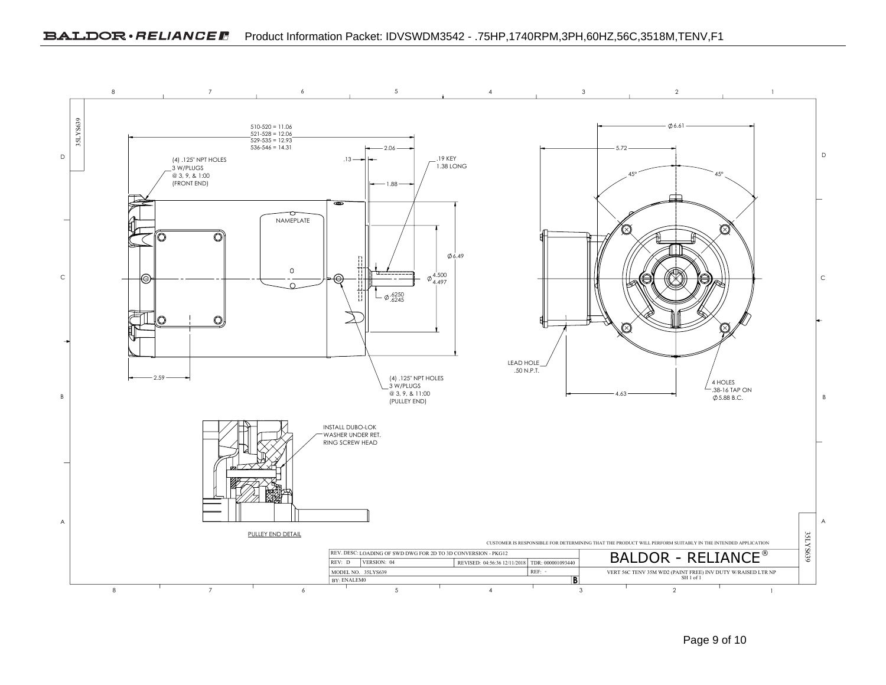Product Information Packet: IDVSWDM3542 - .75HP,1740RPM,3PH,60HZ,56C,3518M,TENV,F1

35LYS639

510-520 = 11.06
521-528 = 12.06
529-535 = 12.93
536-546 = 14.31

(4) .125" NPT HOLES
3 W/PLUGS
@ 3, 9, & 1:00
(FRONT END)

2.06

.13

1.88

.19 KEY
1.38 LONG

NAMEPLATE

Ø 6.49

Ø 4.500
4.497

Ø .6250
.6245

2.59

(4) .125" NPT HOLES
3 W/PLUGS
@ 3, 9, & 11:00
(PULLEY END)

Ø 6.61

5.72

45°

45°

LEAD HOLE
.50 N.P.T.

4.63

4 HOLES
.38-16 TAP ON
Ø 5.88 B.C.

INSTALL DUBO-LOK
WASHER UNDER RET.
RING SCREW HEAD

PULLEY END DETAIL

CUSTOMER IS RESPONSIBLE FOR DETERMINING THAT THE PRODUCT WILL PERFORM SUITABLY IN THE INTENDED APPLICATION

| REV. DESC: LOADING OF SWD DWG FOR 2D TO 3D CONVERSION - PKG12 | | | |
|---|---|---|---|
| REV: D | VERSION: 04 | REVISED: 04:56:36 12/11/2018 | TDR: 000001093440 |
| MODEL NO. 35LYS639 | | | REF: - |
| BY: ENALEM0 | | | B |

BALDOR - RELIANCE®

VERT 56C TENV 35M WD2 (PAINT FREE) INV DUTY W/RAISED LTR NP
SH 1 of 1

35LYS639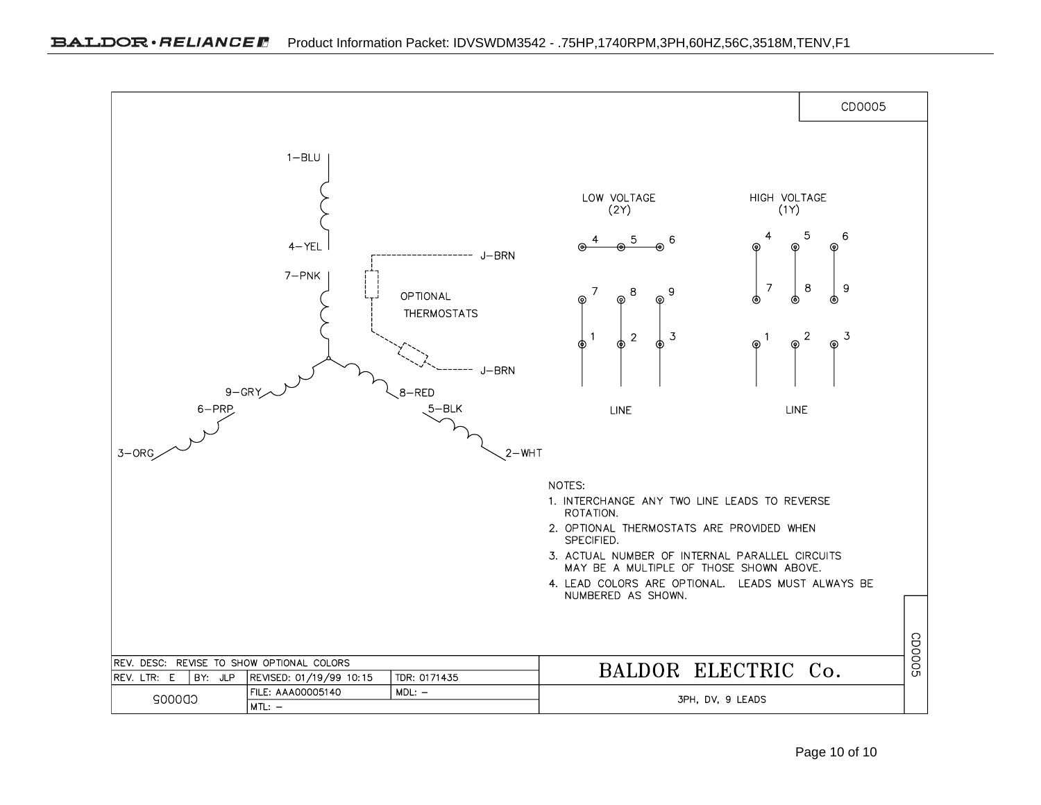CD0005

1–BLU

4–YEL

7–PNK

9–GRY

8–RED

6–PRP

5–BLK

3–ORG

2–WHT

J–BRN

OPTIONAL THERMOSTATS

J–BRN

LOW VOLTAGE (2Y)

4 5 6

7 8 9

1 2 3

LINE

HIGH VOLTAGE (1Y)

4 5 6

7 8 9

1 2 3

LINE

NOTES:

1. INTERCHANGE ANY TWO LINE LEADS TO REVERSE ROTATION.
2. OPTIONAL THERMOSTATS ARE PROVIDED WHEN SPECIFIED.
3. ACTUAL NUMBER OF INTERNAL PARALLEL CIRCUITS MAY BE A MULTIPLE OF THOSE SHOWN ABOVE.
4. LEAD COLORS ARE OPTIONAL. LEADS MUST ALWAYS BE NUMBERED AS SHOWN.

| | | | | |
|---|---|---|---|---|
| REV. DESC: REVISE TO SHOW OPTIONAL COLORS | | | | BALDOR ELECTRIC Co. |
| REV. LTR: E | BY: JLP | REVISED: 01/19/99 10:15 | TDR: 0171435 | |
| CD0005 | | FILE: AAA00005140 | MDL: – | 3PH, DV, 9 LEADS |
| | | MTL: – | | |

CD0005